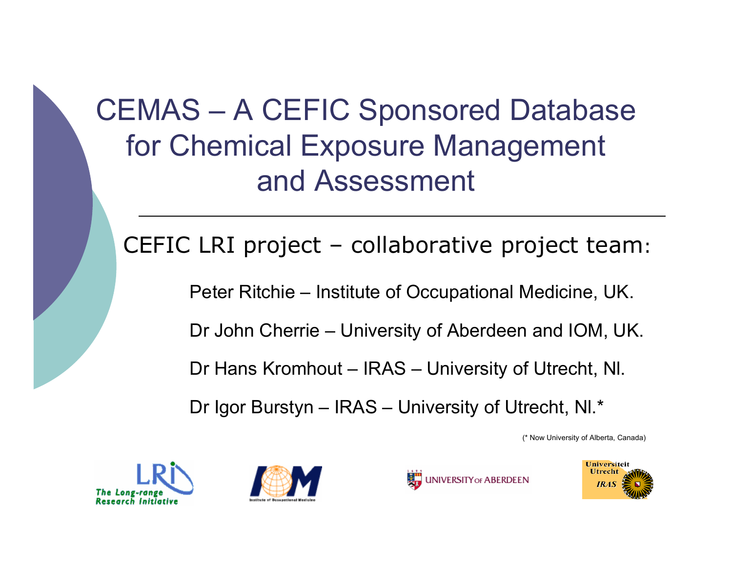# CEMAS – A CEFIC Sponsored Database for Chemical Exposure Management and Assessment

CEFIC LRI project – collaborative project team:

Peter Ritchie – Institute of Occupational Medicine, UK.

Dr John Cherrie – University of Aberdeen and IOM, UK.

Dr Hans Kromhout – IRAS – University of Utrecht, Nl.

Dr Igor Burstyn – IRAS – University of Utrecht, Nl.*

(* Now University of Alberta, Canada)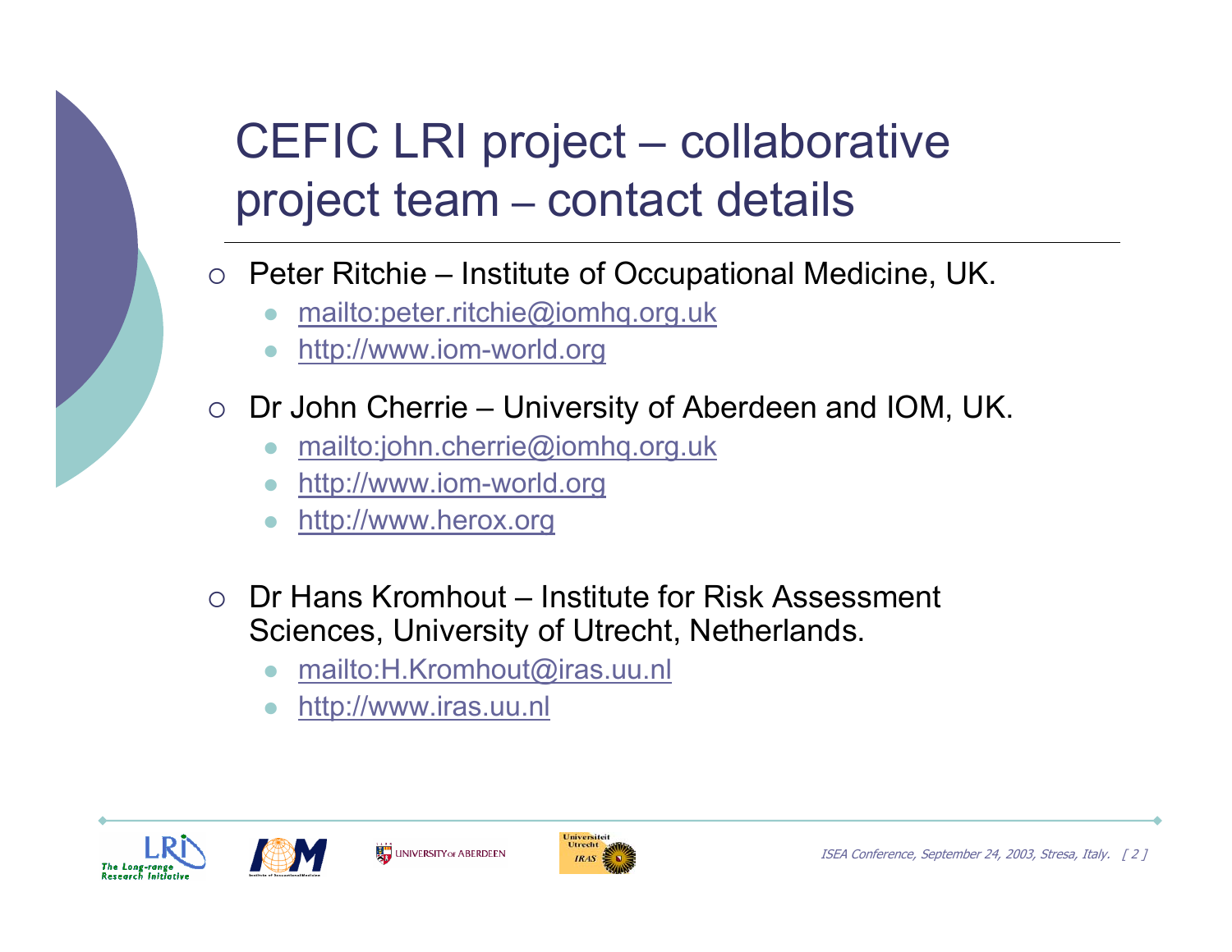# CEFIC LRI project – collaborative project team – contact details

- Peter Ritchie – Institute of Occupational Medicine, UK.
  - mailto:peter.ritchie@iomhq.org.uk
  - http://www.iom-world.org
- Dr John Cherrie – University of Aberdeen and IOM, UK.
  - mailto:john.cherrie@iomhq.org.uk
  - http://www.iom-world.org
  - http://www.herox.org
- Dr Hans Kromhout – Institute for Risk Assessment Sciences, University of Utrecht, Netherlands.
  - mailto:H.Kromhout@iras.uu.nl
  - http://www.iras.uu.nl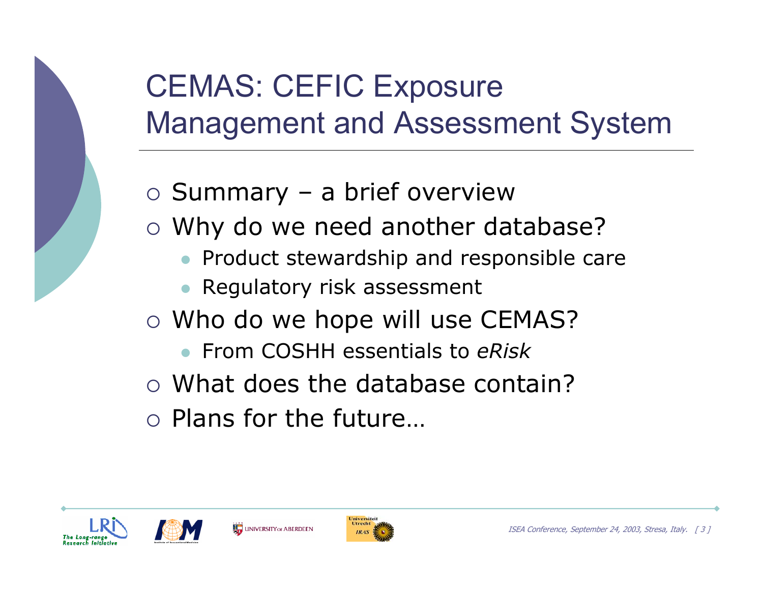# CEMAS: CEFIC Exposure Management and Assessment System

- Summary – a brief overview
- Why do we need another database?
  - Product stewardship and responsible care
  - Regulatory risk assessment
- Who do we hope will use CEMAS?
  - From COSHH essentials to *eRisk*
- What does the database contain?
- Plans for the future…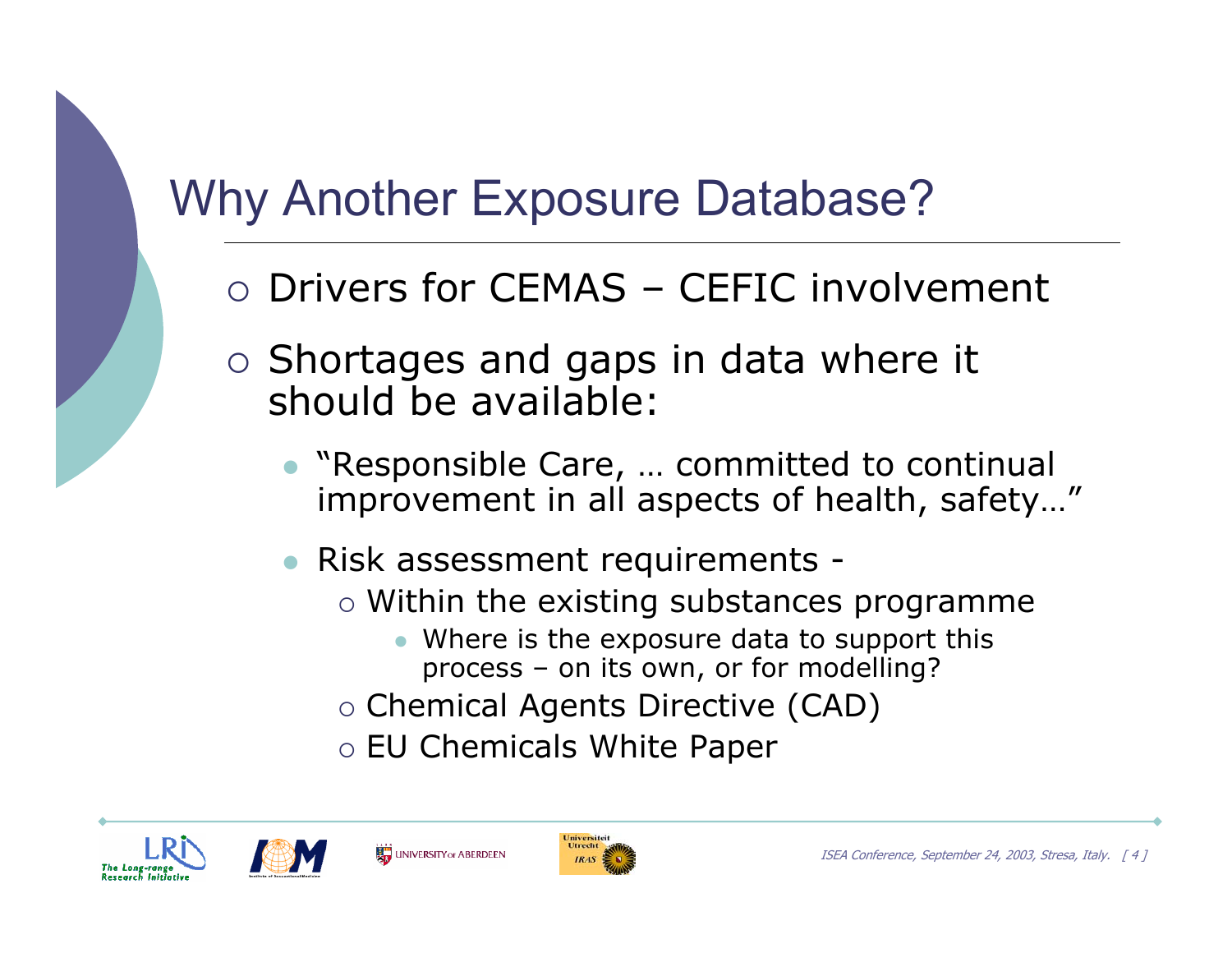# Why Another Exposure Database?

- Drivers for CEMAS – CEFIC involvement
- Shortages and gaps in data where it should be available:
  - "Responsible Care, … committed to continual improvement in all aspects of health, safety…"
  - Risk assessment requirements -
    - Within the existing substances programme
      - Where is the exposure data to support this process – on its own, or for modelling?
    - Chemical Agents Directive (CAD)
    - EU Chemicals White Paper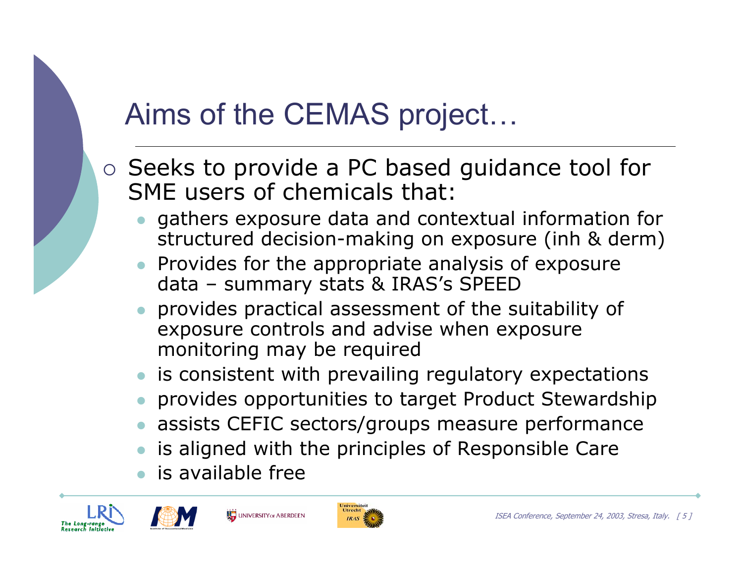# Aims of the CEMAS project…

- Seeks to provide a PC based guidance tool for SME users of chemicals that:
  - gathers exposure data and contextual information for structured decision-making on exposure (inh & derm)
  - Provides for the appropriate analysis of exposure data – summary stats & IRAS's SPEED
  - provides practical assessment of the suitability of exposure controls and advise when exposure monitoring may be required
  - is consistent with prevailing regulatory expectations
  - provides opportunities to target Product Stewardship
  - assists CEFIC sectors/groups measure performance
  - is aligned with the principles of Responsible Care
  - is available free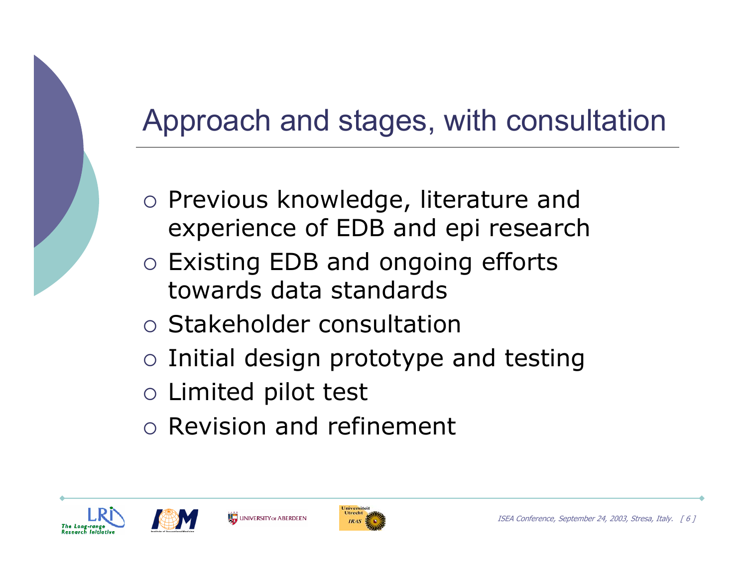# Approach and stages, with consultation

- Previous knowledge, literature and experience of EDB and epi research
- Existing EDB and ongoing efforts towards data standards
- Stakeholder consultation
- Initial design prototype and testing
- Limited pilot test
- Revision and refinement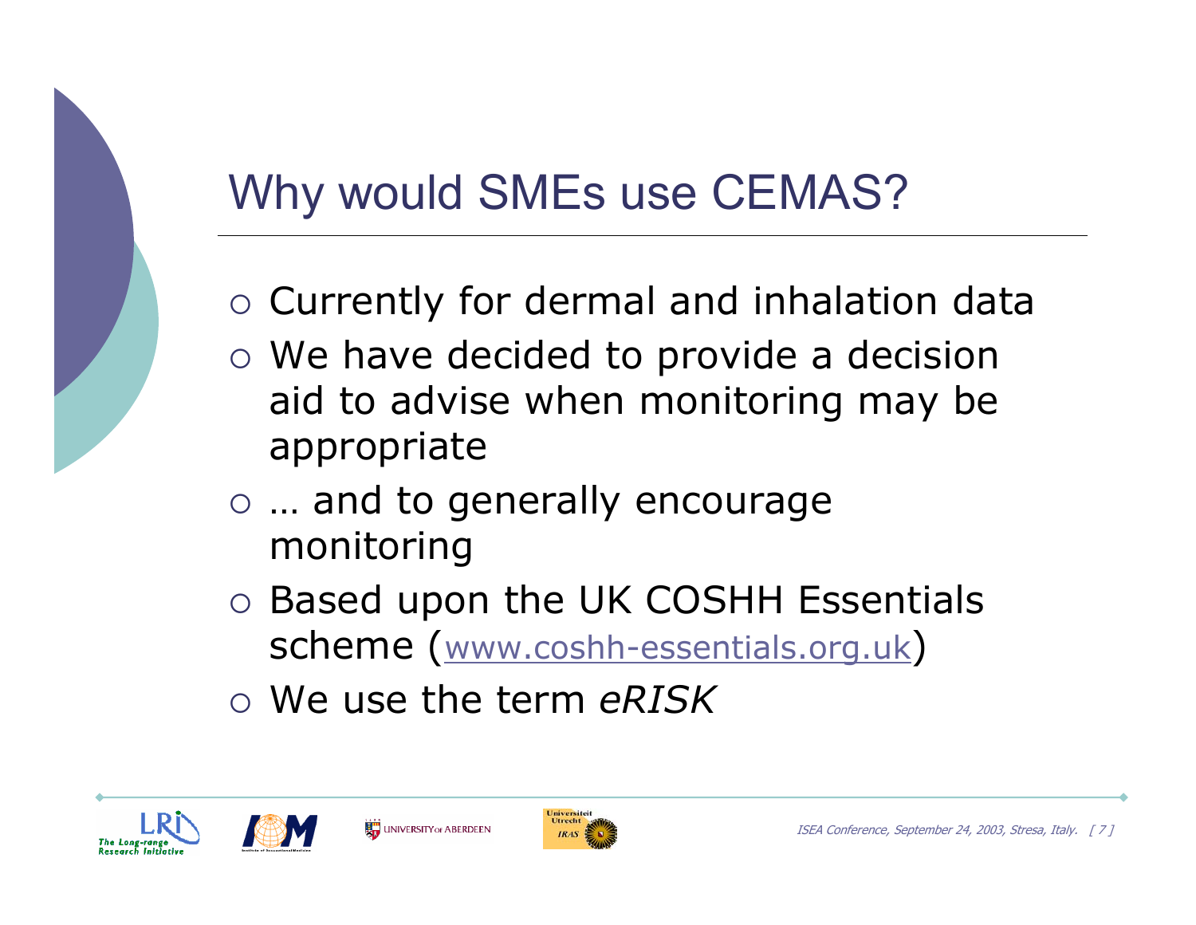# Why would SMEs use CEMAS?

- Currently for dermal and inhalation data
- We have decided to provide a decision aid to advise when monitoring may be appropriate
- … and to generally encourage monitoring
- Based upon the UK COSHH Essentials scheme (www.coshh-essentials.org.uk)
- We use the term *eRISK*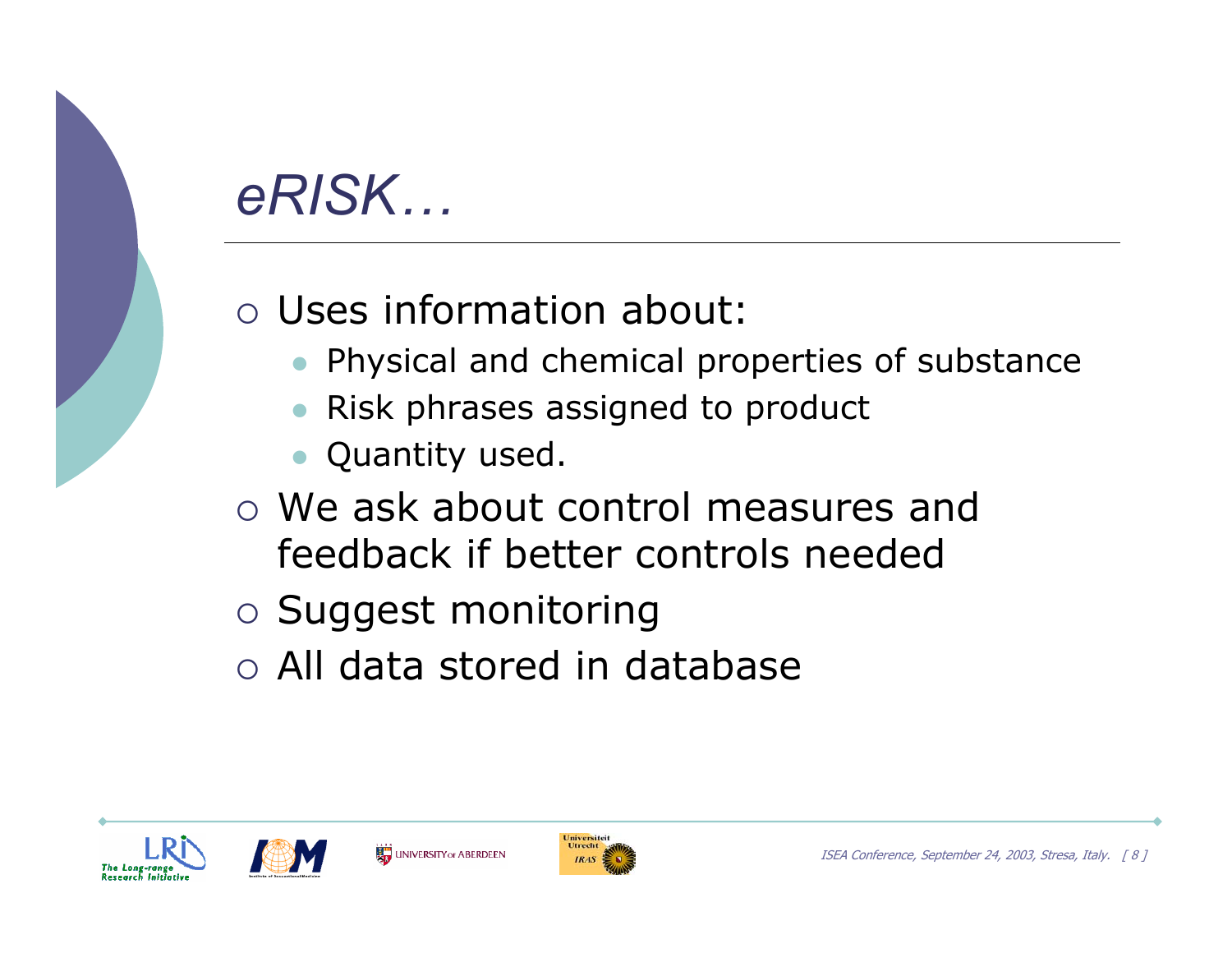# *eRISK…*

- Uses information about:
  - Physical and chemical properties of substance
  - Risk phrases assigned to product
  - Quantity used.
- We ask about control measures and feedback if better controls needed
- Suggest monitoring
- All data stored in database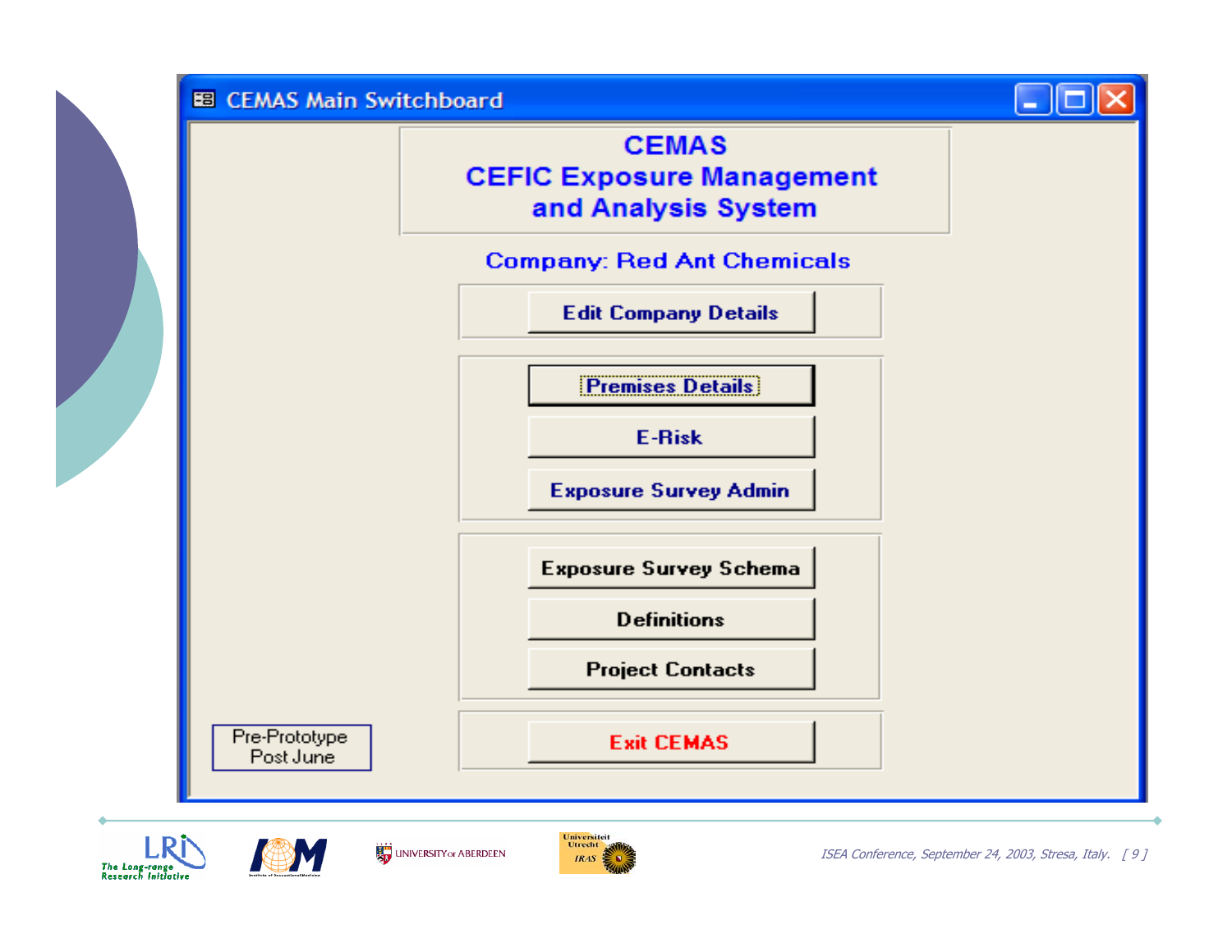CEMAS Main Switchboard

# CEMAS
## CEFIC Exposure Management and Analysis System

**Company: Red Ant Chemicals**

- Edit Company Details
- Premises Details
- E-Risk
- Exposure Survey Admin
- Exposure Survey Schema
- Definitions
- Project Contacts
- Exit CEMAS

Pre-Prototype
Post June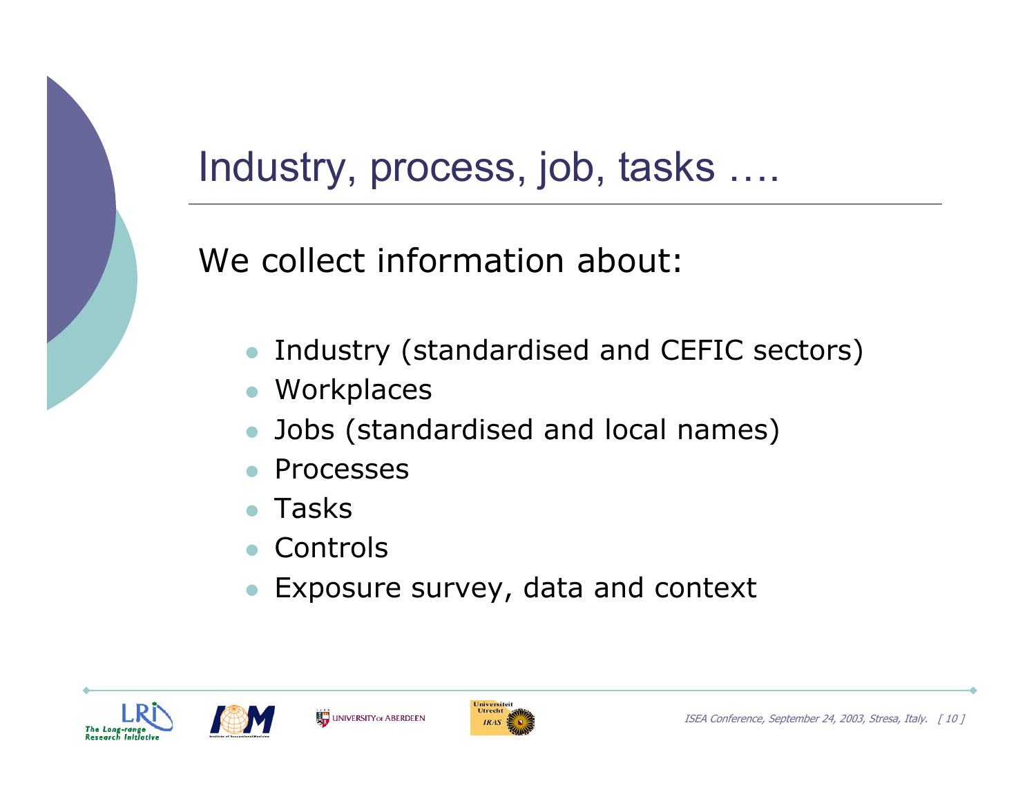# Industry, process, job, tasks ….

We collect information about:

- Industry (standardised and CEFIC sectors)
- Workplaces
- Jobs (standardised and local names)
- Processes
- Tasks
- Controls
- Exposure survey, data and context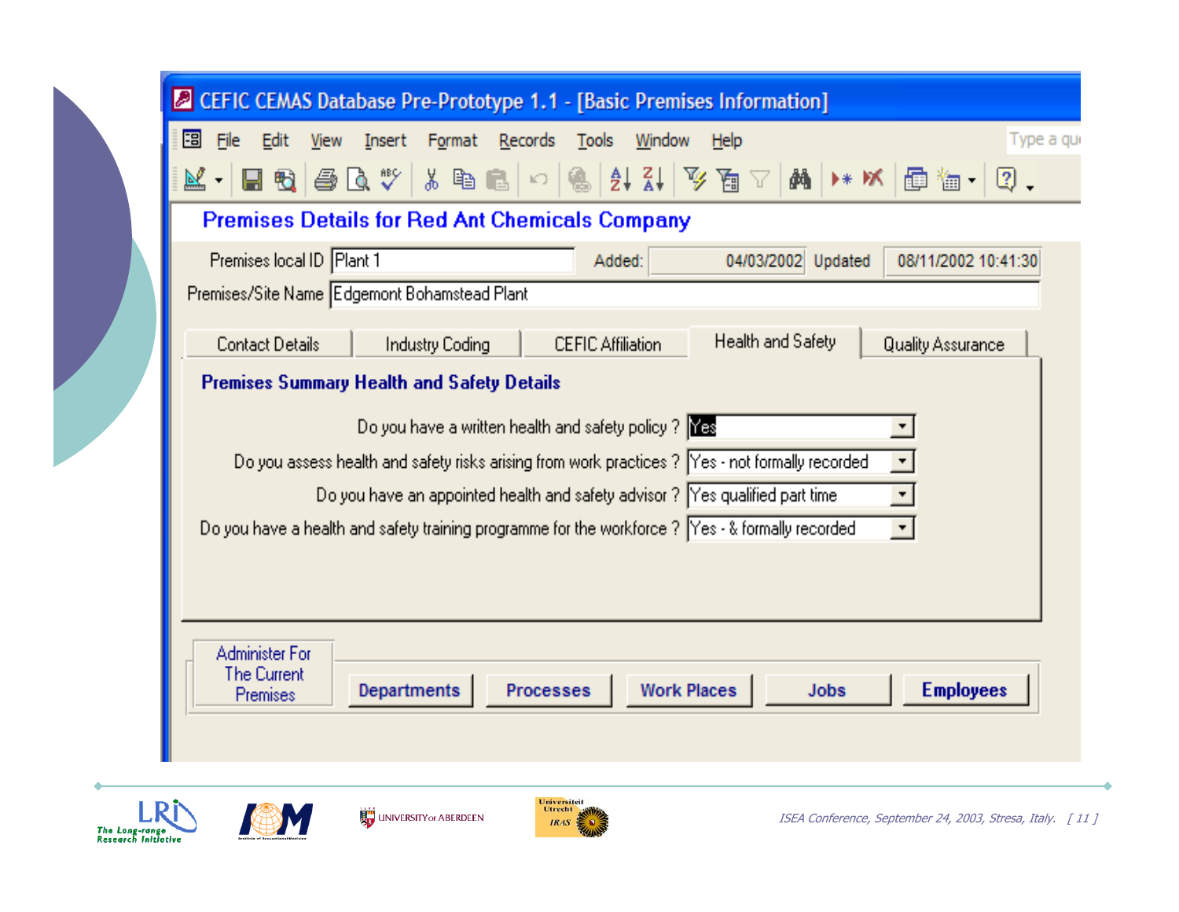**CEFIC CEMAS Database Pre-Prototype 1.1 - [Basic Premises Information]**

File Edit View Insert Format Records Tools Window Help

## Premises Details for Red Ant Chemicals Company

Premises local ID: Plant 1 — Added: 04/03/2002 — Updated: 08/11/2002 10:41:30

Premises/Site Name: Edgemont Bohamstead Plant

Contact Details | Industry Coding | CEFIC Affiliation | Health and Safety | Quality Assurance

### Premises Summary Health and Safety Details

| Question | Answer |
| --- | --- |
| Do you have a written health and safety policy ? | Yes |
| Do you assess health and safety risks arising from work practices ? | Yes - not formally recorded |
| Do you have an appointed health and safety advisor ? | Yes qualified part time |
| Do you have a health and safety training programme for the workforce ? | Yes - & formally recorded |

Administer For The Current Premises: Departments | Processes | Work Places | Jobs | Employees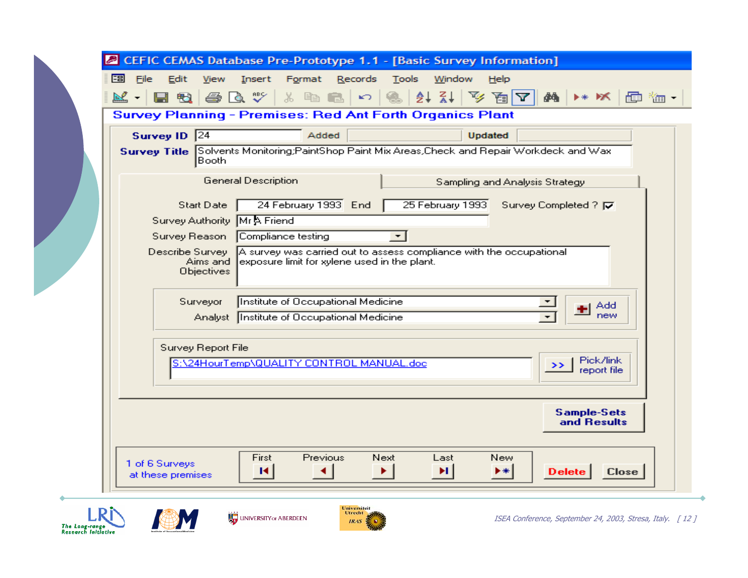CEFIC CEMAS Database Pre-Prototype 1.1 - [Basic Survey Information]

File Edit View Insert Format Records Tools Window Help

**Survey Planning - Premises: Red Ant Forth Organics Plant**

**Survey ID** 24 Added Updated

**Survey Title** Solvents Monitoring;PaintShop Paint Mix Areas,Check and Repair Workdeck and Wax Booth

General Description | Sampling and Analysis Strategy

Start Date: 24 February 1993 End: 25 February 1993 Survey Completed ? ☑

Survey Authority: Mr A Friend

Survey Reason: Compliance testing

Describe Survey Aims and Objectives: A survey was carried out to assess compliance with the occupational exposure limit for xylene used in the plant.

Surveyor: Institute of Occupational Medicine

Analyst: Institute of Occupational Medicine

Add new

Survey Report File: S:\24HourTemp\QUALITY CONTROL MANUAL.doc

>> Pick/link report file

**Sample-Sets and Results**

1 of 6 Surveys at these premises

First Previous Next Last New

**Delete** Close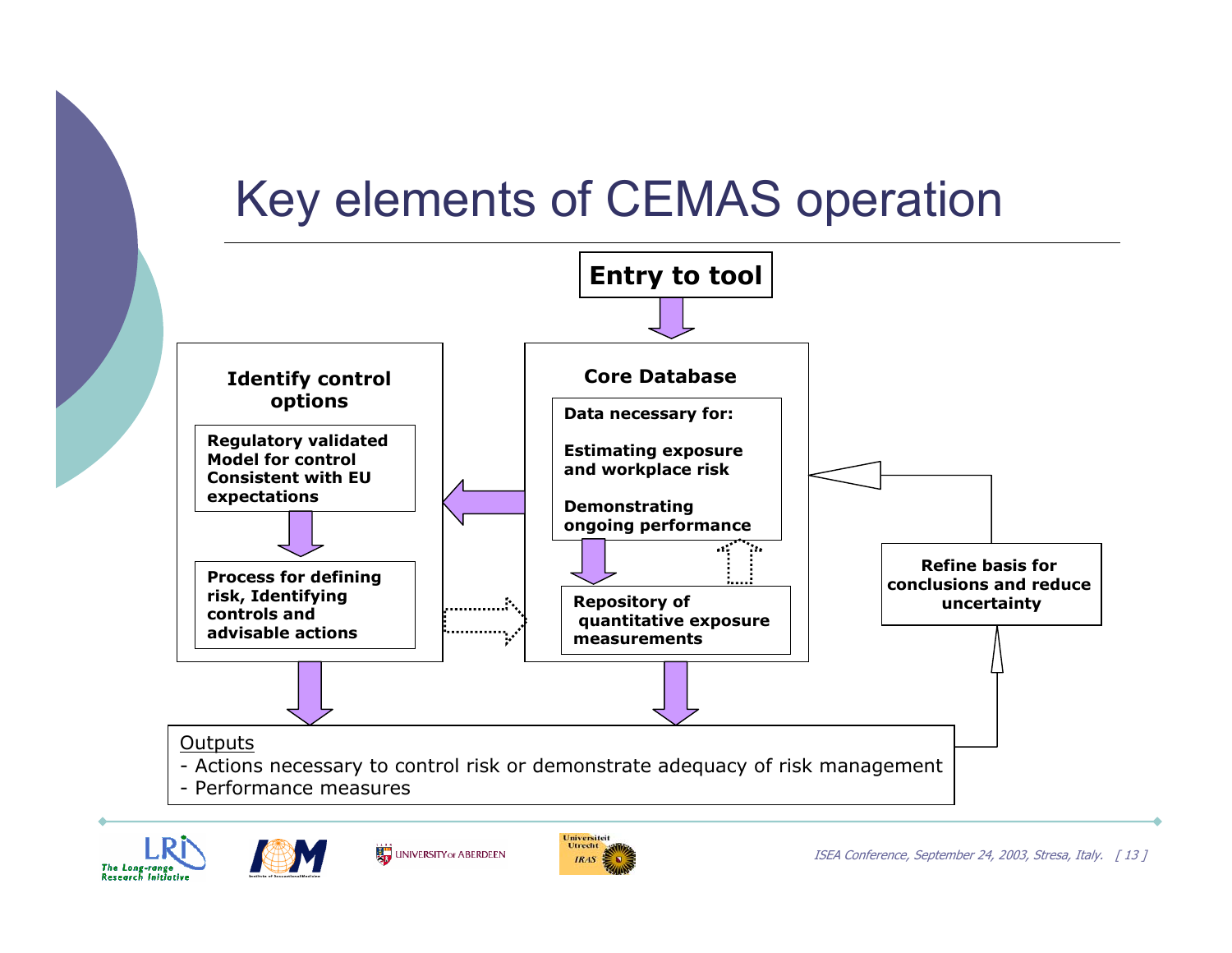# Key elements of CEMAS operation

**Entry to tool**

**Core Database**

**Data necessary for:**

**Estimating exposure and workplace risk**

**Demonstrating ongoing performance**

**Repository of quantitative exposure measurements**

**Identify control options**

**Regulatory validated Model for control Consistent with EU expectations**

**Process for defining risk, Identifying controls and advisable actions**

**Refine basis for conclusions and reduce uncertainty**

Outputs
- Actions necessary to control risk or demonstrate adequacy of risk management
- Performance measures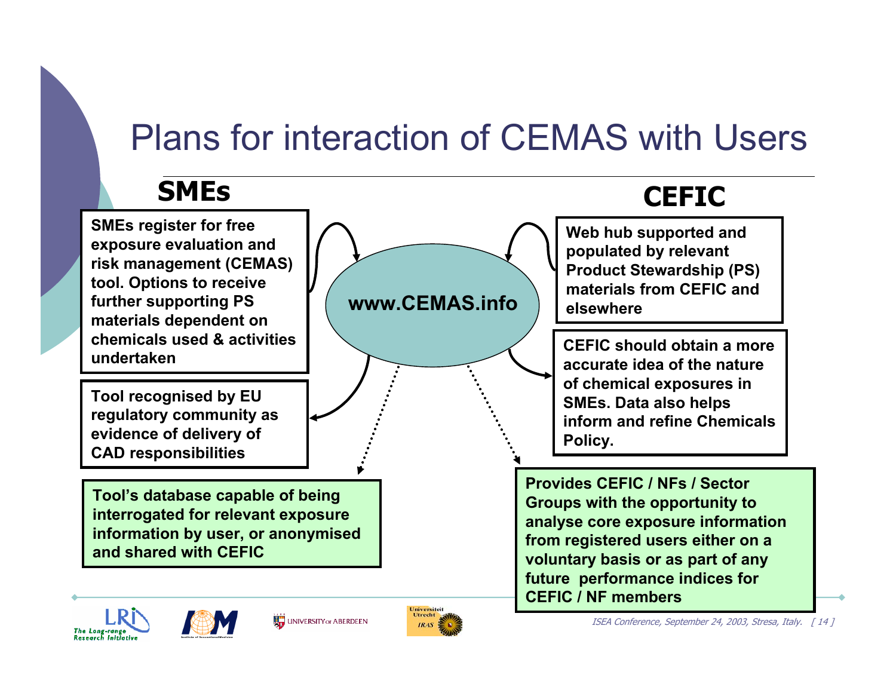# Plans for interaction of CEMAS with Users

## SMEs

SMEs register for free exposure evaluation and risk management (CEMAS) tool. Options to receive further supporting PS materials dependent on chemicals used & activities undertaken

Tool recognised by EU regulatory community as evidence of delivery of CAD responsibilities

Tool's database capable of being interrogated for relevant exposure information by user, or anonymised and shared with CEFIC

**www.CEMAS.info**

## CEFIC

Web hub supported and populated by relevant Product Stewardship (PS) materials from CEFIC and elsewhere

CEFIC should obtain a more accurate idea of the nature of chemical exposures in SMEs. Data also helps inform and refine Chemicals Policy.

Provides CEFIC / NFs / Sector Groups with the opportunity to analyse core exposure information from registered users either on a voluntary basis or as part of any future performance indices for CEFIC / NF members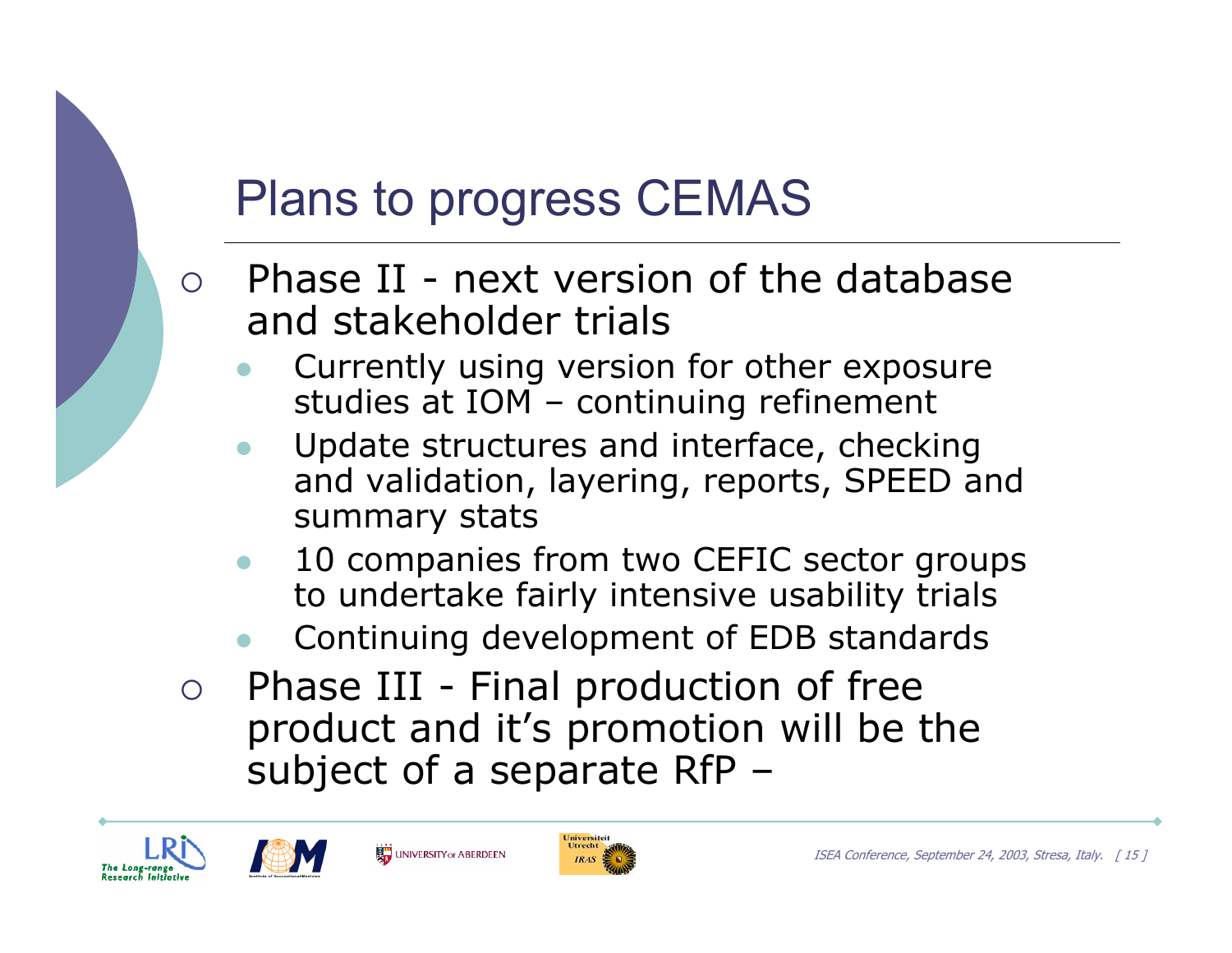# Plans to progress CEMAS

- Phase II - next version of the database and stakeholder trials
  - Currently using version for other exposure studies at IOM – continuing refinement
  - Update structures and interface, checking and validation, layering, reports, SPEED and summary stats
  - 10 companies from two CEFIC sector groups to undertake fairly intensive usability trials
  - Continuing development of EDB standards
- Phase III - Final production of free product and it's promotion will be the subject of a separate RfP –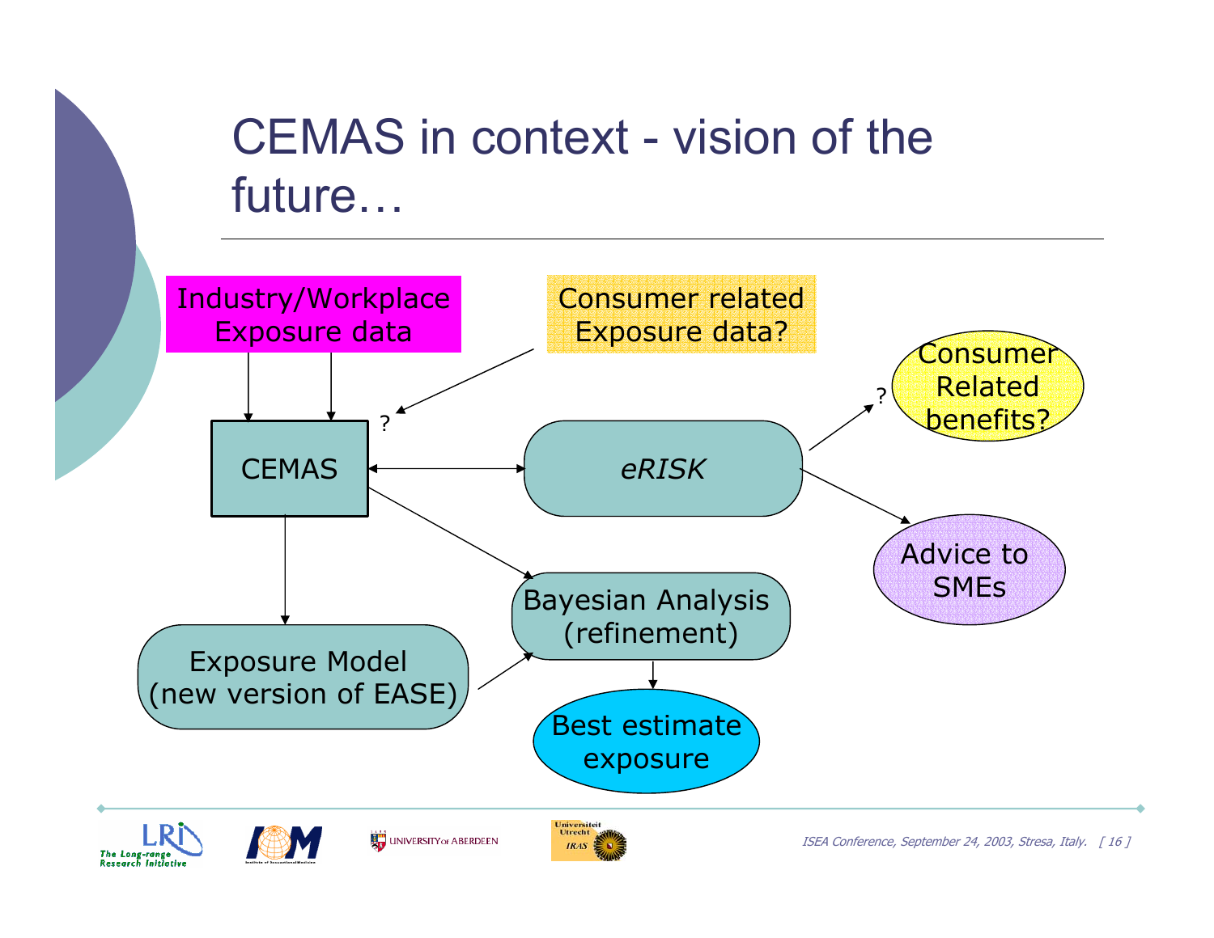# CEMAS in context - vision of the future…

Industry/Workplace Exposure data

Consumer related Exposure data?

?

CEMAS

*eRISK*

?

Consumer Related benefits?

Advice to SMEs

Bayesian Analysis (refinement)

Exposure Model (new version of EASE)

Best estimate exposure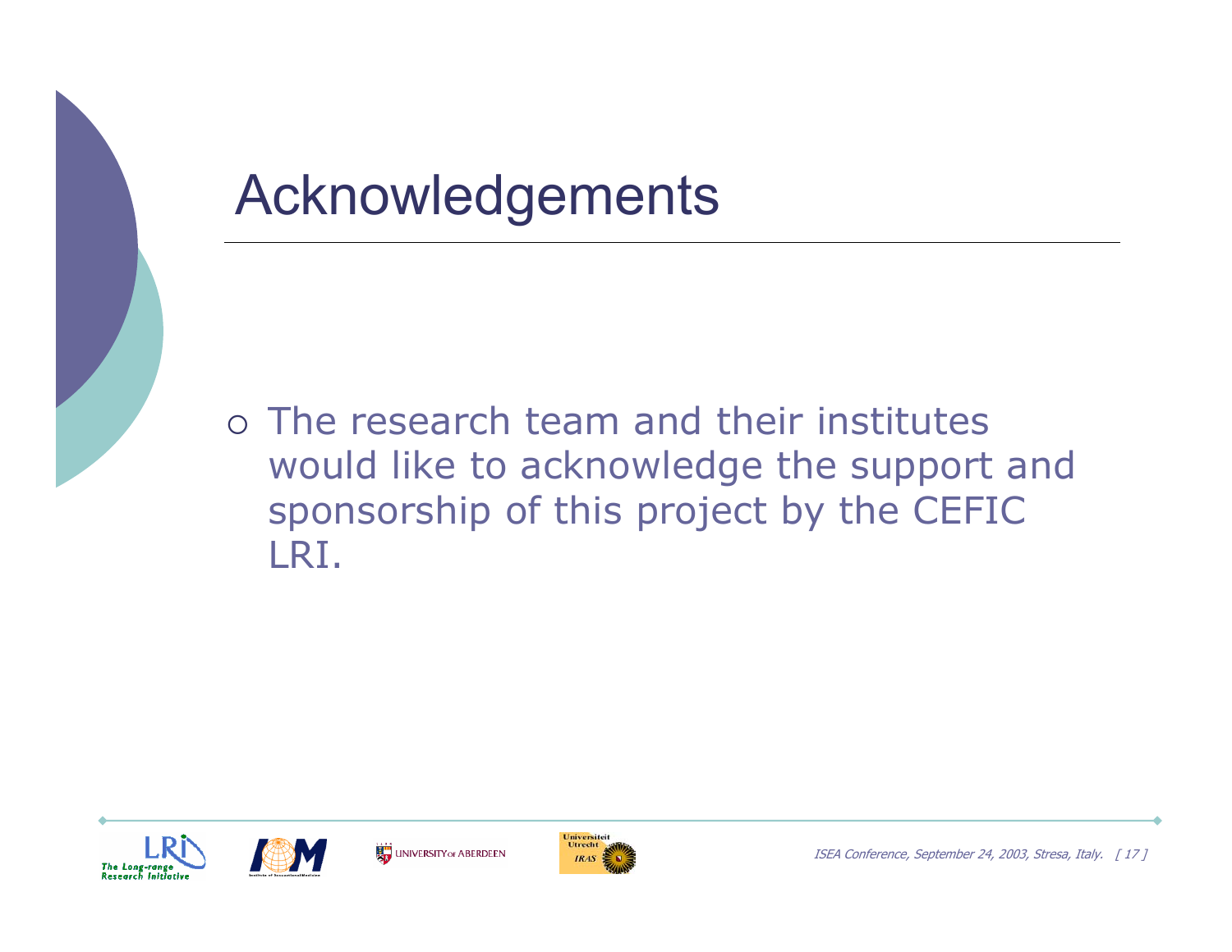# Acknowledgements

- The research team and their institutes would like to acknowledge the support and sponsorship of this project by the CEFIC LRI.